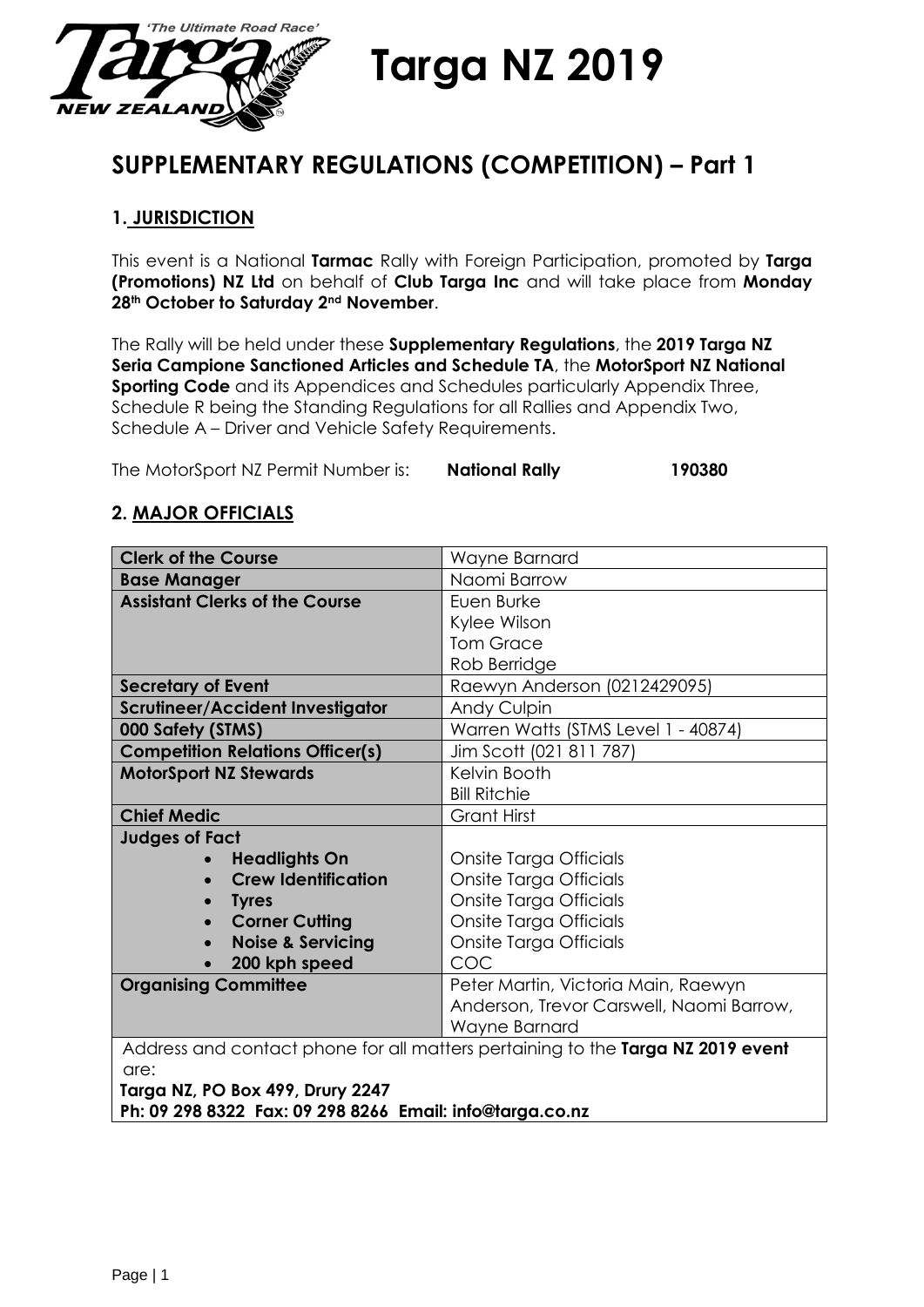# Targa NZ 2019

## SUPPLEMENTARY REGULATIONS (COMPETITION) – Part 1

### 1. JURISDICTION

This event is a National **Tarmac** Rally with Foreign Participation, promoted by **Targa (Promotions) NZ Ltd** on behalf of **Club Targa Inc** and will take place from **Monday 28th October to Saturday 2nd November**.

The Rally will be held under these **Supplementary Regulations**, the **2019 Targa NZ Seria Campione Sanctioned Articles and Schedule TA**, the **MotorSport NZ National Sporting Code** and its Appendices and Schedules particularly Appendix Three, Schedule R being the Standing Regulations for all Rallies and Appendix Two, Schedule A – Driver and Vehicle Safety Requirements.

The MotorSport NZ Permit Number is: **National Rally** **190380**

### 2. MAJOR OFFICIALS

| | |
|---|---|
| **Clerk of the Course** | Wayne Barnard |
| **Base Manager** | Naomi Barrow |
| **Assistant Clerks of the Course** | Euen Burke<br>Kylee Wilson<br>Tom Grace<br>Rob Berridge |
| **Secretary of Event** | Raewyn Anderson (0212429095) |
| **Scrutineer/Accident Investigator** | Andy Culpin |
| **000 Safety (STMS)** | Warren Watts (STMS Level 1 - 40874) |
| **Competition Relations Officer(s)** | Jim Scott (021 811 787) |
| **MotorSport NZ Stewards** | Kelvin Booth<br>Bill Ritchie |
| **Chief Medic** | Grant Hirst |
| **Judges of Fact**<br>• **Headlights On**<br>• **Crew Identification**<br>• **Tyres**<br>• **Corner Cutting**<br>• **Noise & Servicing**<br>• **200 kph speed** | <br>Onsite Targa Officials<br>Onsite Targa Officials<br>Onsite Targa Officials<br>Onsite Targa Officials<br>Onsite Targa Officials<br>COC |
| **Organising Committee** | Peter Martin, Victoria Main, Raewyn Anderson, Trevor Carswell, Naomi Barrow, Wayne Barnard |

Address and contact phone for all matters pertaining to the **Targa NZ 2019 event** are:
**Targa NZ, PO Box 499, Drury 2247**
**Ph: 09 298 8322 Fax: 09 298 8266 Email: info@targa.co.nz**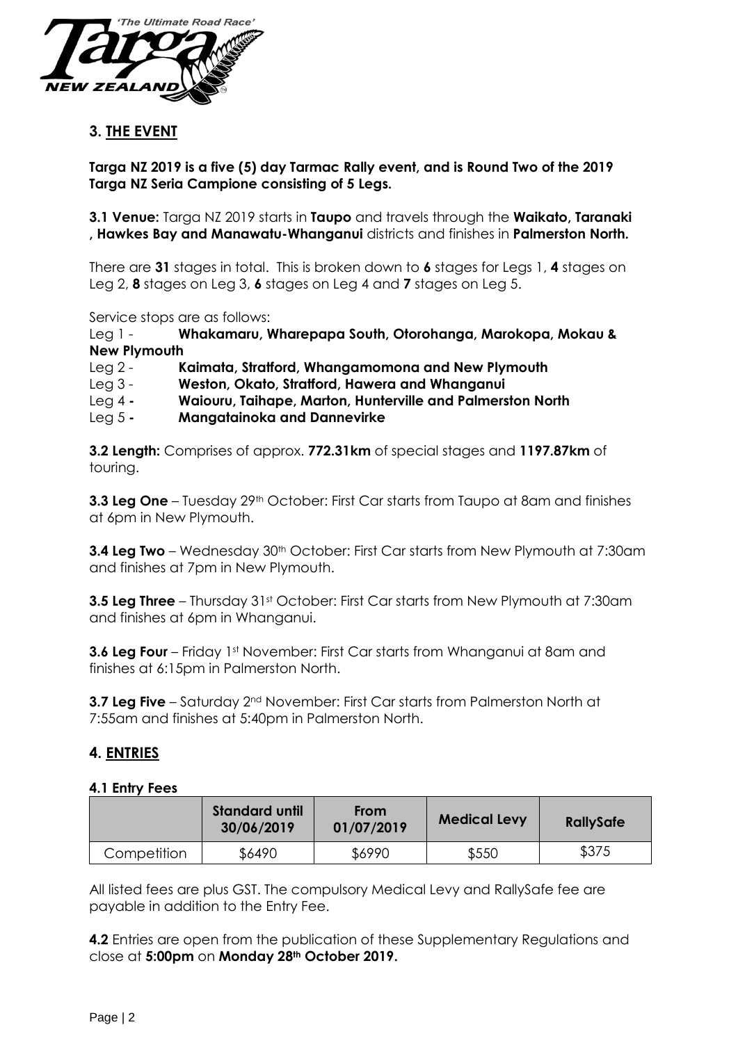## 3. THE EVENT

**Targa NZ 2019 is a five (5) day Tarmac Rally event, and is Round Two of the 2019 Targa NZ Seria Campione consisting of 5 Legs.**

**3.1 Venue:** Targa NZ 2019 starts in **Taupo** and travels through the **Waikato, Taranaki , Hawkes Bay and Manawatu-Whanganui** districts and finishes in **Palmerston North.**

There are **31** stages in total. This is broken down to **6** stages for Legs 1, **4** stages on Leg 2, **8** stages on Leg 3, **6** stages on Leg 4 and **7** stages on Leg 5.

Service stops are as follows:

Leg 1 - **Whakamaru, Wharepapa South, Otorohanga, Marokopa, Mokau & New Plymouth**
Leg 2 - **Kaimata, Stratford, Whangamomona and New Plymouth**
Leg 3 - **Weston, Okato, Stratford, Hawera and Whanganui**
Leg 4 **- Waiouru, Taihape, Marton, Hunterville and Palmerston North**
Leg 5 **- Mangatainoka and Dannevirke**

**3.2 Length:** Comprises of approx. **772.31km** of special stages and **1197.87km** of touring.

**3.3 Leg One** – Tuesday 29th October: First Car starts from Taupo at 8am and finishes at 6pm in New Plymouth.

**3.4 Leg Two** – Wednesday 30th October: First Car starts from New Plymouth at 7:30am and finishes at 7pm in New Plymouth.

**3.5 Leg Three** – Thursday 31st October: First Car starts from New Plymouth at 7:30am and finishes at 6pm in Whanganui.

**3.6 Leg Four** – Friday 1st November: First Car starts from Whanganui at 8am and finishes at 6:15pm in Palmerston North.

**3.7 Leg Five** – Saturday 2nd November: First Car starts from Palmerston North at 7:55am and finishes at 5:40pm in Palmerston North.

## 4. ENTRIES

### 4.1 Entry Fees

| | Standard until 30/06/2019 | From 01/07/2019 | Medical Levy | RallySafe |
|---|---|---|---|---|
| Competition | $6490 | $6990 | $550 | $375 |

All listed fees are plus GST. The compulsory Medical Levy and RallySafe fee are payable in addition to the Entry Fee.

**4.2** Entries are open from the publication of these Supplementary Regulations and close at **5:00pm** on **Monday 28th October 2019.**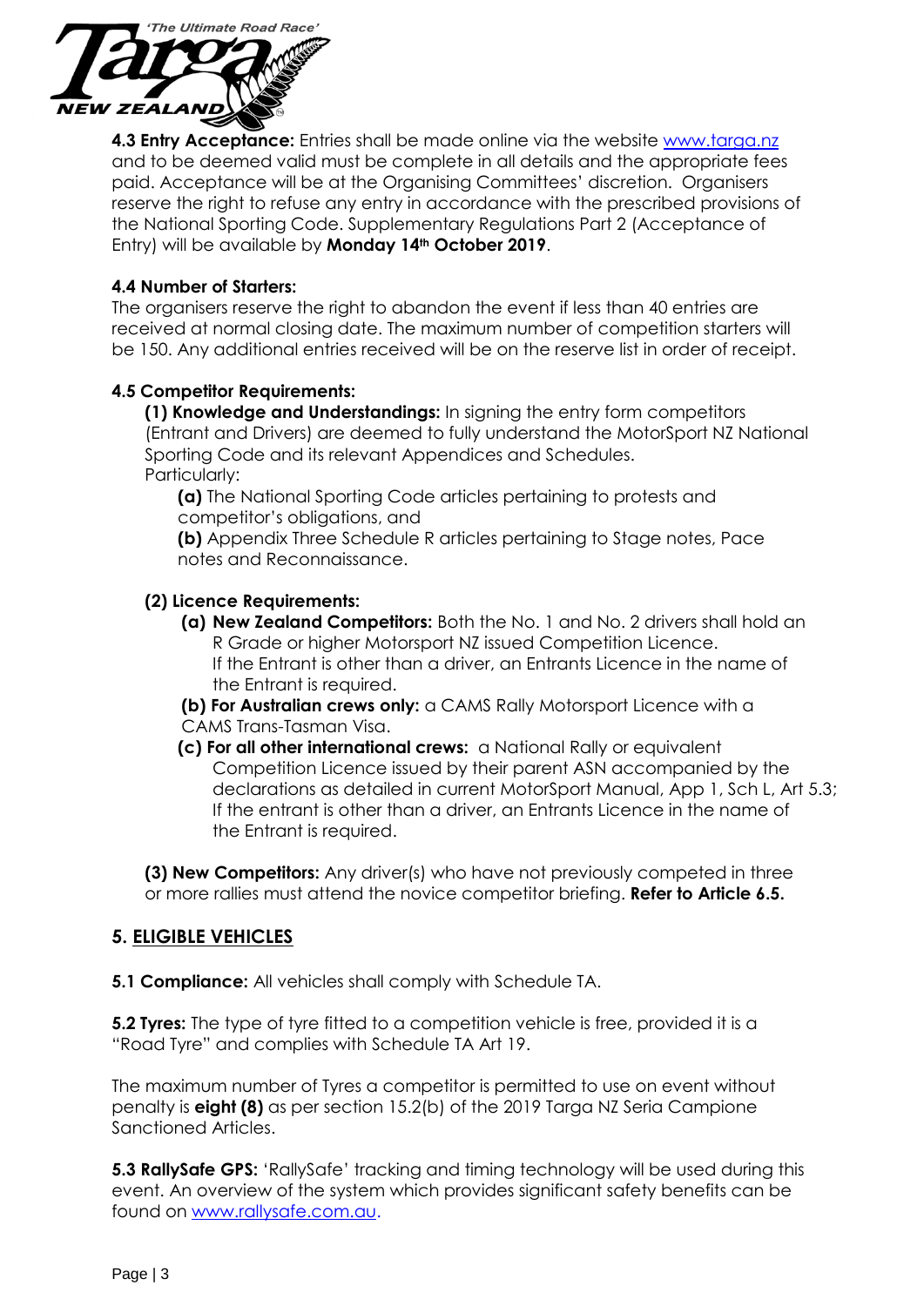**4.3 Entry Acceptance:** Entries shall be made online via the website www.targa.nz and to be deemed valid must be complete in all details and the appropriate fees paid. Acceptance will be at the Organising Committees' discretion. Organisers reserve the right to refuse any entry in accordance with the prescribed provisions of the National Sporting Code. Supplementary Regulations Part 2 (Acceptance of Entry) will be available by **Monday 14th October 2019**.

**4.4 Number of Starters:**

The organisers reserve the right to abandon the event if less than 40 entries are received at normal closing date. The maximum number of competition starters will be 150. Any additional entries received will be on the reserve list in order of receipt.

**4.5 Competitor Requirements:**

**(1) Knowledge and Understandings:** In signing the entry form competitors (Entrant and Drivers) are deemed to fully understand the MotorSport NZ National Sporting Code and its relevant Appendices and Schedules.
Particularly:

**(a)** The National Sporting Code articles pertaining to protests and competitor's obligations, and

**(b)** Appendix Three Schedule R articles pertaining to Stage notes, Pace notes and Reconnaissance.

**(2) Licence Requirements:**

**(a) New Zealand Competitors:** Both the No. 1 and No. 2 drivers shall hold an R Grade or higher Motorsport NZ issued Competition Licence.
If the Entrant is other than a driver, an Entrants Licence in the name of the Entrant is required.

**(b) For Australian crews only:** a CAMS Rally Motorsport Licence with a CAMS Trans-Tasman Visa.

**(c) For all other international crews:** a National Rally or equivalent Competition Licence issued by their parent ASN accompanied by the declarations as detailed in current MotorSport Manual, App 1, Sch L, Art 5.3; If the entrant is other than a driver, an Entrants Licence in the name of the Entrant is required.

**(3) New Competitors:** Any driver(s) who have not previously competed in three or more rallies must attend the novice competitor briefing. **Refer to Article 6.5.**

## 5. ELIGIBLE VEHICLES

**5.1 Compliance:** All vehicles shall comply with Schedule TA.

**5.2 Tyres:** The type of tyre fitted to a competition vehicle is free, provided it is a "Road Tyre" and complies with Schedule TA Art 19.

The maximum number of Tyres a competitor is permitted to use on event without penalty is **eight (8)** as per section 15.2(b) of the 2019 Targa NZ Seria Campione Sanctioned Articles.

**5.3 RallySafe GPS:** 'RallySafe' tracking and timing technology will be used during this event. An overview of the system which provides significant safety benefits can be found on www.rallysafe.com.au.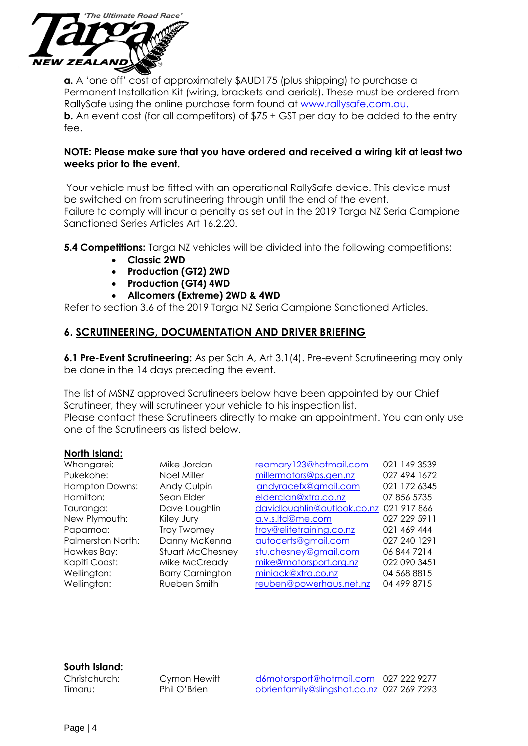**a.** A 'one off' cost of approximately $AUD175 (plus shipping) to purchase a Permanent Installation Kit (wiring, brackets and aerials). These must be ordered from RallySafe using the online purchase form found at www.rallysafe.com.au.
**b.** An event cost (for all competitors) of $75 + GST per day to be added to the entry fee.

**NOTE: Please make sure that you have ordered and received a wiring kit at least two weeks prior to the event.**

Your vehicle must be fitted with an operational RallySafe device. This device must be switched on from scrutineering through until the end of the event.
Failure to comply will incur a penalty as set out in the 2019 Targa NZ Seria Campione Sanctioned Series Articles Art 16.2.20.

**5.4 Competitions:** Targa NZ vehicles will be divided into the following competitions:

- **Classic 2WD**
- **Production (GT2) 2WD**
- **Production (GT4) 4WD**
- **Allcomers (Extreme) 2WD & 4WD**

Refer to section 3.6 of the 2019 Targa NZ Seria Campione Sanctioned Articles.

## 6. SCRUTINEERING, DOCUMENTATION AND DRIVER BRIEFING

**6.1 Pre-Event Scrutineering:** As per Sch A, Art 3.1(4). Pre-event Scrutineering may only be done in the 14 days preceding the event.

The list of MSNZ approved Scrutineers below have been appointed by our Chief Scrutineer, they will scrutineer your vehicle to his inspection list.
Please contact these Scrutineers directly to make an appointment. You can only use one of the Scrutineers as listed below.

**North Island:**

| | | | |
|---|---|---|---|
| Whangarei: | Mike Jordan | reamary123@hotmail.com | 021 149 3539 |
| Pukekohe: | Noel Miller | millermotors@ps.gen.nz | 027 494 1672 |
| Hampton Downs: | Andy Culpin | andyracefx@gmail.com | 021 172 6345 |
| Hamilton: | Sean Elder | elderclan@xtra.co.nz | 07 856 5735 |
| Tauranga: | Dave Loughlin | davidloughlin@outlook.co.nz | 021 917 866 |
| New Plymouth: | Kiley Jury | a.v.s.ltd@me.com | 027 229 5911 |
| Papamoa: | Troy Twomey | troy@elitetraining.co.nz | 021 469 444 |
| Palmerston North: | Danny McKenna | autocerts@gmail.com | 027 240 1291 |
| Hawkes Bay: | Stuart McChesney | stu.chesney@gmail.com | 06 844 7214 |
| Kapiti Coast: | Mike McCready | mike@motorsport.org.nz | 022 090 3451 |
| Wellington: | Barry Carnington | miniack@xtra.co.nz | 04 568 8815 |
| Wellington: | Rueben Smith | reuben@powerhaus.net.nz | 04 499 8715 |

**South Island:**

| | | | |
|---|---|---|---|
| Christchurch: | Cymon Hewitt | d6motorsport@hotmail.com | 027 222 9277 |
| Timaru: | Phil O'Brien | obrienfamily@slingshot.co.nz | 027 269 7293 |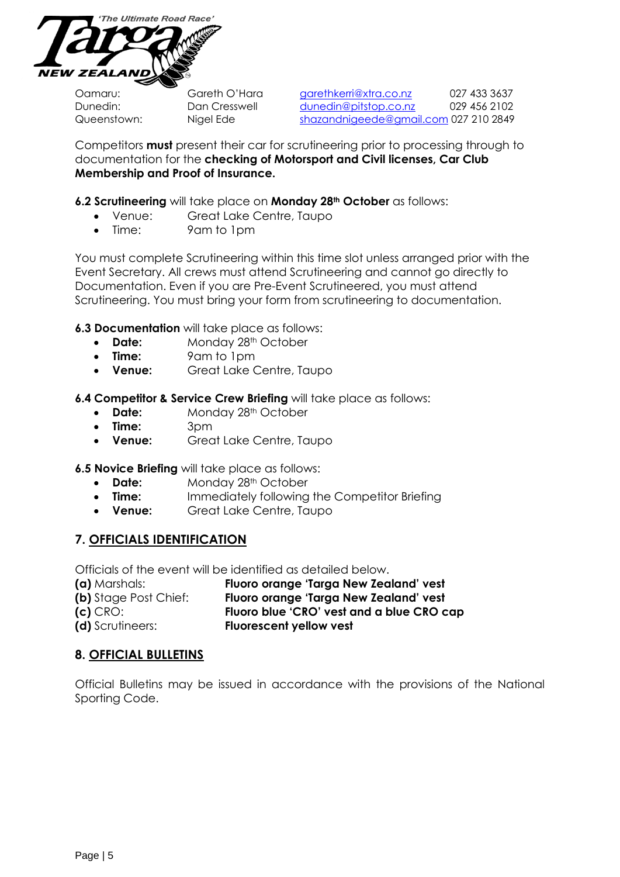| | | | |
|---|---|---|---|
| Oamaru: | Gareth O'Hara | garethkerri@xtra.co.nz | 027 433 3637 |
| Dunedin: | Dan Cresswell | dunedin@pitstop.co.nz | 029 456 2102 |
| Queenstown: | Nigel Ede | shazandnigeede@gmail.com | 027 210 2849 |

Competitors **must** present their car for scrutineering prior to processing through to documentation for the **checking of Motorsport and Civil licenses, Car Club Membership and Proof of Insurance.**

**6.2 Scrutineering** will take place on **Monday 28th October** as follows:

- Venue: Great Lake Centre, Taupo
- Time: 9am to 1pm

You must complete Scrutineering within this time slot unless arranged prior with the Event Secretary. All crews must attend Scrutineering and cannot go directly to Documentation. Even if you are Pre-Event Scrutineered, you must attend Scrutineering. You must bring your form from scrutineering to documentation.

**6.3 Documentation** will take place as follows:

- **Date:** Monday 28th October
- **Time:** 9am to 1pm
- **Venue:** Great Lake Centre, Taupo

**6.4 Competitor & Service Crew Briefing** will take place as follows:

- **Date:** Monday 28th October
- **Time:** 3pm
- **Venue:** Great Lake Centre, Taupo

**6.5 Novice Briefing** will take place as follows:

- **Date:** Monday 28th October
- **Time:** Immediately following the Competitor Briefing
- **Venue:** Great Lake Centre, Taupo

## 7. OFFICIALS IDENTIFICATION

Officials of the event will be identified as detailed below.

**(a)** Marshals: **Fluoro orange 'Targa New Zealand' vest**
**(b)** Stage Post Chief: **Fluoro orange 'Targa New Zealand' vest**
**(c)** CRO: **Fluoro blue 'CRO' vest and a blue CRO cap**
**(d)** Scrutineers: **Fluorescent yellow vest**

## 8. OFFICIAL BULLETINS

Official Bulletins may be issued in accordance with the provisions of the National Sporting Code.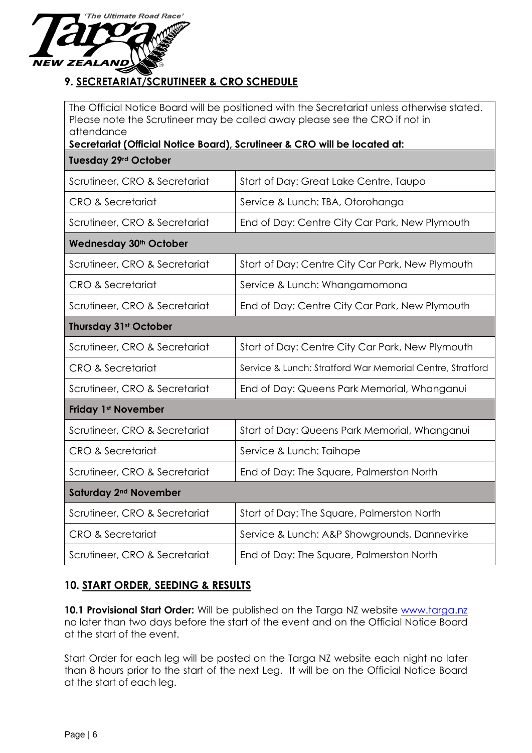## 9. SECRETARIAT/SCRUTINEER & CRO SCHEDULE

The Official Notice Board will be positioned with the Secretariat unless otherwise stated. Please note the Scrutineer may be called away please see the CRO if not in attendance

**Secretariat (Official Notice Board), Scrutineer & CRO will be located at:**

| **Tuesday 29rd October** | |
|---|---|
| Scrutineer, CRO & Secretariat | Start of Day: Great Lake Centre, Taupo |
| CRO & Secretariat | Service & Lunch: TBA, Otorohanga |
| Scrutineer, CRO & Secretariat | End of Day: Centre City Car Park, New Plymouth |
| **Wednesday 30th October** | |
| Scrutineer, CRO & Secretariat | Start of Day: Centre City Car Park, New Plymouth |
| CRO & Secretariat | Service & Lunch: Whangamomona |
| Scrutineer, CRO & Secretariat | End of Day: Centre City Car Park, New Plymouth |
| **Thursday 31st October** | |
| Scrutineer, CRO & Secretariat | Start of Day: Centre City Car Park, New Plymouth |
| CRO & Secretariat | Service & Lunch: Stratford War Memorial Centre, Stratford |
| Scrutineer, CRO & Secretariat | End of Day: Queens Park Memorial, Whanganui |
| **Friday 1st November** | |
| Scrutineer, CRO & Secretariat | Start of Day: Queens Park Memorial, Whanganui |
| CRO & Secretariat | Service & Lunch: Taihape |
| Scrutineer, CRO & Secretariat | End of Day: The Square, Palmerston North |
| **Saturday 2nd November** | |
| Scrutineer, CRO & Secretariat | Start of Day: The Square, Palmerston North |
| CRO & Secretariat | Service & Lunch: A&P Showgrounds, Dannevirke |
| Scrutineer, CRO & Secretariat | End of Day: The Square, Palmerston North |

## 10. START ORDER, SEEDING & RESULTS

**10.1 Provisional Start Order:** Will be published on the Targa NZ website www.targa.nz no later than two days before the start of the event and on the Official Notice Board at the start of the event.

Start Order for each leg will be posted on the Targa NZ website each night no later than 8 hours prior to the start of the next Leg. It will be on the Official Notice Board at the start of each leg.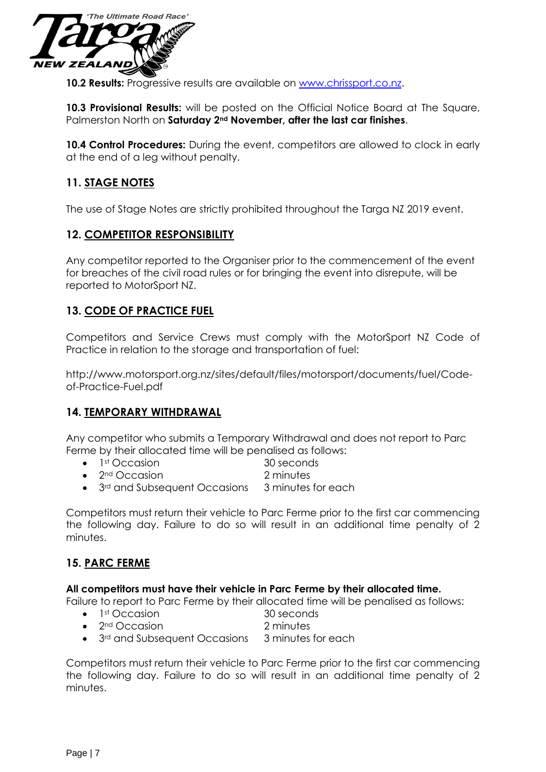**10.2 Results:** Progressive results are available on [www.chrissport.co.nz](www.chrissport.co.nz).

**10.3 Provisional Results:** will be posted on the Official Notice Board at The Square, Palmerston North on **Saturday 2nd November, after the last car finishes**.

**10.4 Control Procedures:** During the event, competitors are allowed to clock in early at the end of a leg without penalty.

## 11. STAGE NOTES

The use of Stage Notes are strictly prohibited throughout the Targa NZ 2019 event.

## 12. COMPETITOR RESPONSIBILITY

Any competitor reported to the Organiser prior to the commencement of the event for breaches of the civil road rules or for bringing the event into disrepute, will be reported to MotorSport NZ.

## 13. CODE OF PRACTICE FUEL

Competitors and Service Crews must comply with the MotorSport NZ Code of Practice in relation to the storage and transportation of fuel:

http://www.motorsport.org.nz/sites/default/files/motorsport/documents/fuel/Code-of-Practice-Fuel.pdf

## 14. TEMPORARY WITHDRAWAL

Any competitor who submits a Temporary Withdrawal and does not report to Parc Ferme by their allocated time will be penalised as follows:

- 1st Occasion 30 seconds
- 2nd Occasion 2 minutes
- 3rd and Subsequent Occasions 3 minutes for each

Competitors must return their vehicle to Parc Ferme prior to the first car commencing the following day. Failure to do so will result in an additional time penalty of 2 minutes.

## 15. PARC FERME

**All competitors must have their vehicle in Parc Ferme by their allocated time.**
Failure to report to Parc Ferme by their allocated time will be penalised as follows:

- 1st Occasion 30 seconds
- 2nd Occasion 2 minutes
- 3rd and Subsequent Occasions 3 minutes for each

Competitors must return their vehicle to Parc Ferme prior to the first car commencing the following day. Failure to do so will result in an additional time penalty of 2 minutes.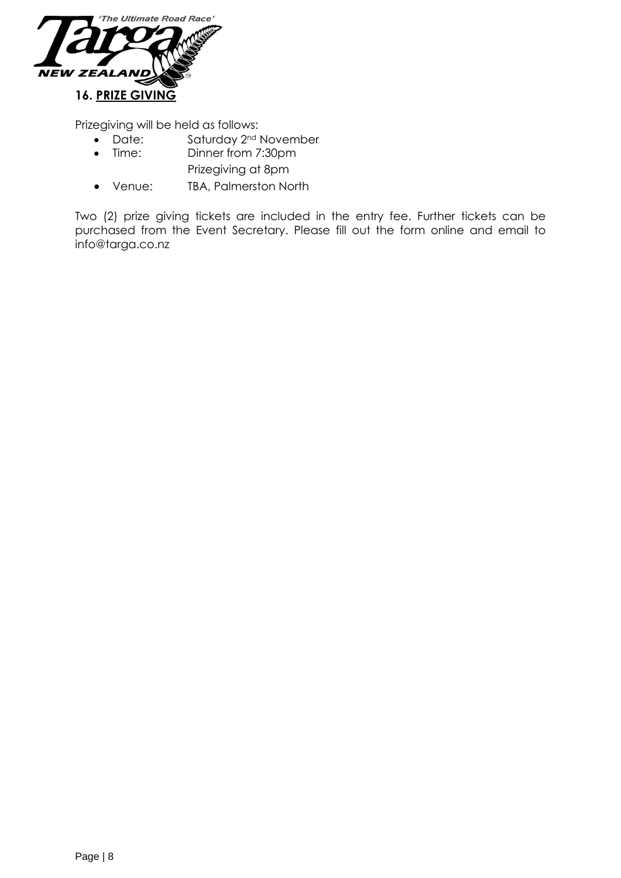## 16. PRIZE GIVING

Prizegiving will be held as follows:

- Date: Saturday 2nd November
- Time: Dinner from 7:30pm
  Prizegiving at 8pm
- Venue: TBA, Palmerston North

Two (2) prize giving tickets are included in the entry fee. Further tickets can be purchased from the Event Secretary. Please fill out the form online and email to info@targa.co.nz